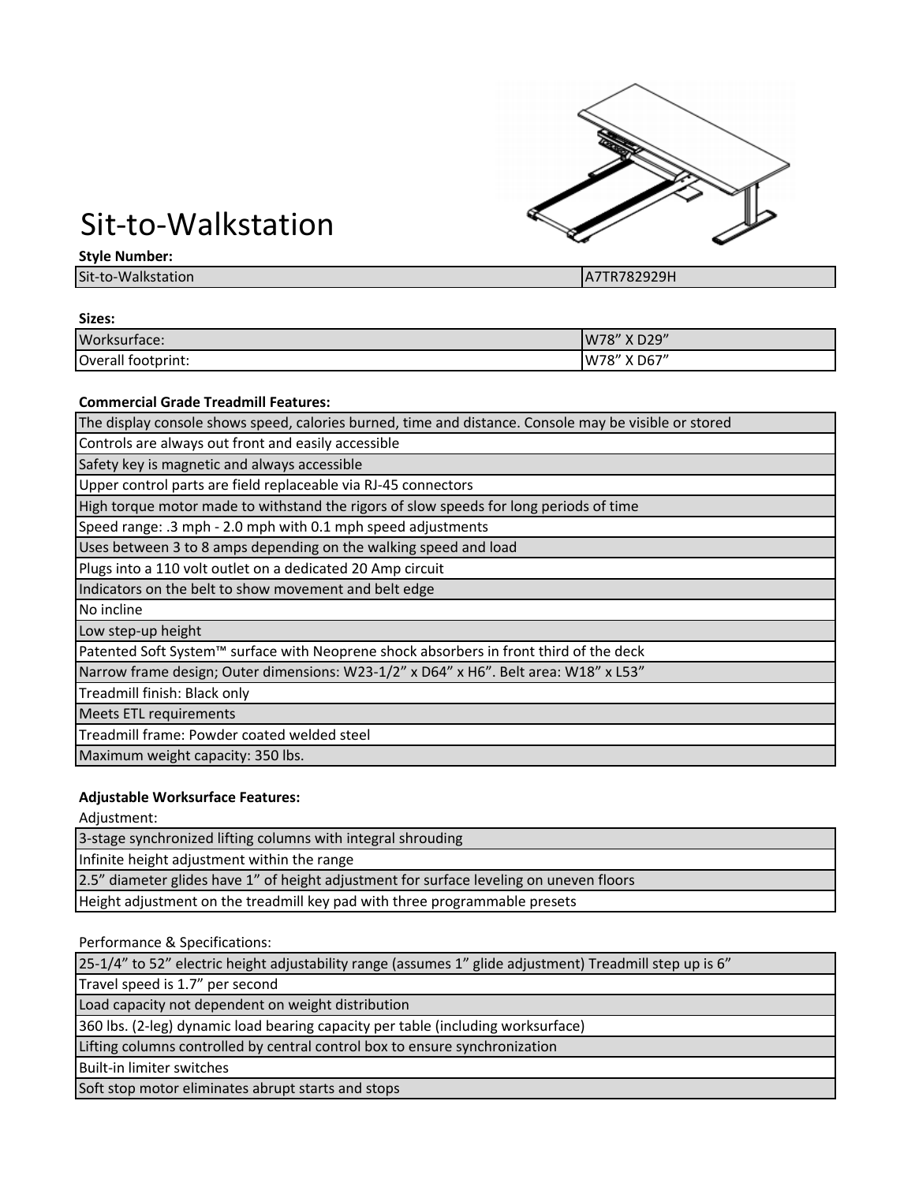# Sit-to-Walkstation

**Style Number:**

| Sit-to-Walkstation | A7TR782929H |
|---|---|

**Sizes:**

| Worksurface: | W78” X D29” |
|---|---|
| Overall footprint: | W78” X D67” |

**Commercial Grade Treadmill Features:**

| |
|---|
| The display console shows speed, calories burned, time and distance. Console may be visible or stored |
| Controls are always out front and easily accessible |
| Safety key is magnetic and always accessible |
| Upper control parts are field replaceable via RJ-45 connectors |
| High torque motor made to withstand the rigors of slow speeds for long periods of time |
| Speed range: .3 mph - 2.0 mph with 0.1 mph speed adjustments |
| Uses between 3 to 8 amps depending on the walking speed and load |
| Plugs into a 110 volt outlet on a dedicated 20 Amp circuit |
| Indicators on the belt to show movement and belt edge |
| No incline |
| Low step-up height |
| Patented Soft System™ surface with Neoprene shock absorbers in front third of the deck |
| Narrow frame design; Outer dimensions: W23-1/2” x D64” x H6”. Belt area: W18” x L53” |
| Treadmill finish: Black only |
| Meets ETL requirements |
| Treadmill frame: Powder coated welded steel |
| Maximum weight capacity: 350 lbs. |

**Adjustable Worksurface Features:**

Adjustment:

| |
|---|
| 3-stage synchronized lifting columns with integral shrouding |
| Infinite height adjustment within the range |
| 2.5” diameter glides have 1” of height adjustment for surface leveling on uneven floors |
| Height adjustment on the treadmill key pad with three programmable presets |

Performance & Specifications:

| |
|---|
| 25-1/4” to 52” electric height adjustability range (assumes 1” glide adjustment) Treadmill step up is 6” |
| Travel speed is 1.7” per second |
| Load capacity not dependent on weight distribution |
| 360 lbs. (2-leg) dynamic load bearing capacity per table (including worksurface) |
| Lifting columns controlled by central control box to ensure synchronization |
| Built-in limiter switches |
| Soft stop motor eliminates abrupt starts and stops |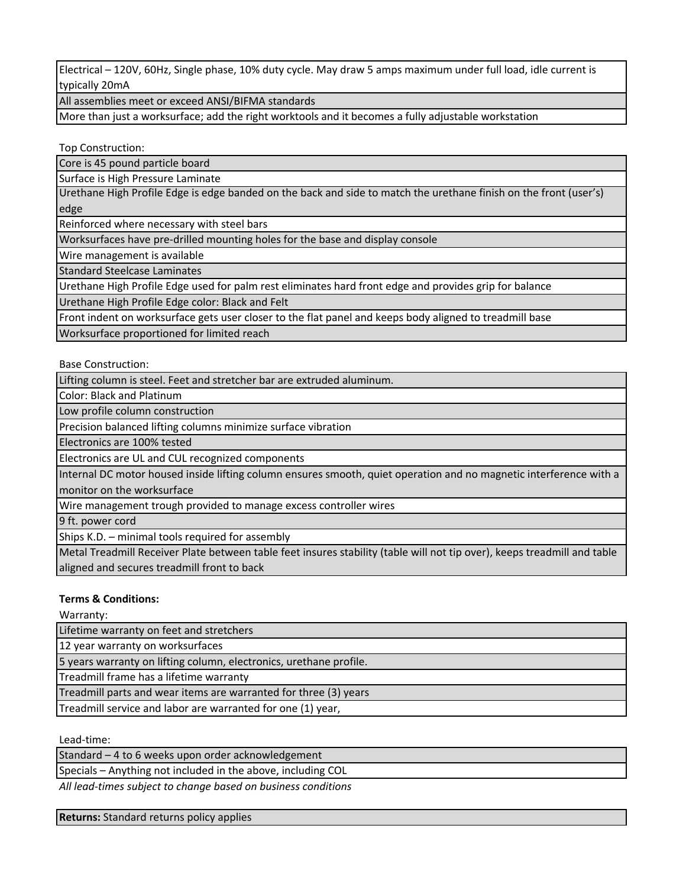| Electrical – 120V, 60Hz, Single phase, 10% duty cycle. May draw 5 amps maximum under full load, idle current is typically 20mA |
| --- |
| All assemblies meet or exceed ANSI/BIFMA standards |
| More than just a worksurface; add the right worktools and it becomes a fully adjustable workstation |

Top Construction:

| Core is 45 pound particle board |
| --- |
| Surface is High Pressure Laminate |
| Urethane High Profile Edge is edge banded on the back and side to match the urethane finish on the front (user's) edge |
| Reinforced where necessary with steel bars |
| Worksurfaces have pre-drilled mounting holes for the base and display console |
| Wire management is available |
| Standard Steelcase Laminates |
| Urethane High Profile Edge used for palm rest eliminates hard front edge and provides grip for balance |
| Urethane High Profile Edge color: Black and Felt |
| Front indent on worksurface gets user closer to the flat panel and keeps body aligned to treadmill base |
| Worksurface proportioned for limited reach |

Base Construction:

| Lifting column is steel. Feet and stretcher bar are extruded aluminum. |
| --- |
| Color: Black and Platinum |
| Low profile column construction |
| Precision balanced lifting columns minimize surface vibration |
| Electronics are 100% tested |
| Electronics are UL and CUL recognized components |
| Internal DC motor housed inside lifting column ensures smooth, quiet operation and no magnetic interference with a monitor on the worksurface |
| Wire management trough provided to manage excess controller wires |
| 9 ft. power cord |
| Ships K.D. – minimal tools required for assembly |
| Metal Treadmill Receiver Plate between table feet insures stability (table will not tip over), keeps treadmill and table aligned and secures treadmill front to back |

**Terms & Conditions:**

Warranty:

| Lifetime warranty on feet and stretchers |
| --- |
| 12 year warranty on worksurfaces |
| 5 years warranty on lifting column, electronics, urethane profile. |
| Treadmill frame has a lifetime warranty |
| Treadmill parts and wear items are warranted for three (3) years |
| Treadmill service and labor are warranted for one (1) year, |

Lead-time:

| Standard – 4 to 6 weeks upon order acknowledgement |
| --- |
| Specials – Anything not included in the above, including COL |

*All lead-times subject to change based on business conditions*

| **Returns:** Standard returns policy applies |
| --- |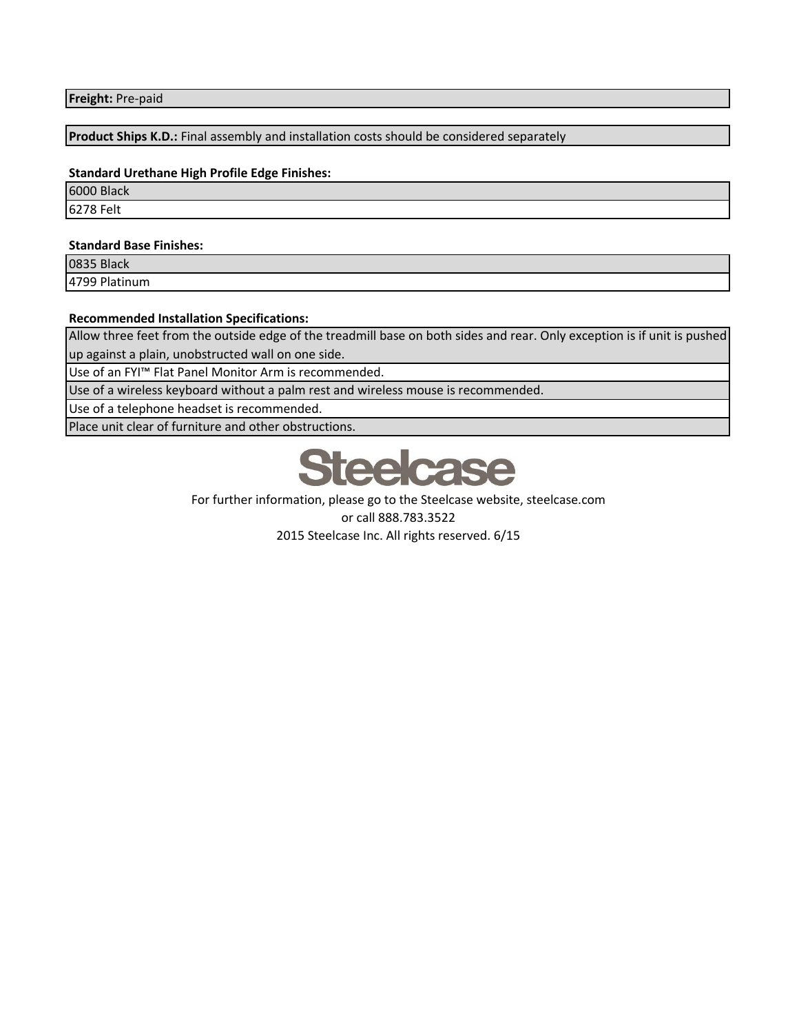**Freight:** Pre-paid

**Product Ships K.D.:** Final assembly and installation costs should be considered separately

**Standard Urethane High Profile Edge Finishes:**

| |
|---|
| 6000 Black |
| 6278 Felt |

**Standard Base Finishes:**

| |
|---|
| 0835 Black |
| 4799 Platinum |

**Recommended Installation Specifications:**

| |
|---|
| Allow three feet from the outside edge of the treadmill base on both sides and rear. Only exception is if unit is pushed up against a plain, unobstructed wall on one side. |
| Use of an FYI™ Flat Panel Monitor Arm is recommended. |
| Use of a wireless keyboard without a palm rest and wireless mouse is recommended. |
| Use of a telephone headset is recommended. |
| Place unit clear of furniture and other obstructions. |

Steelcase

For further information, please go to the Steelcase website, steelcase.com
or call 888.783.3522
2015 Steelcase Inc. All rights reserved. 6/15